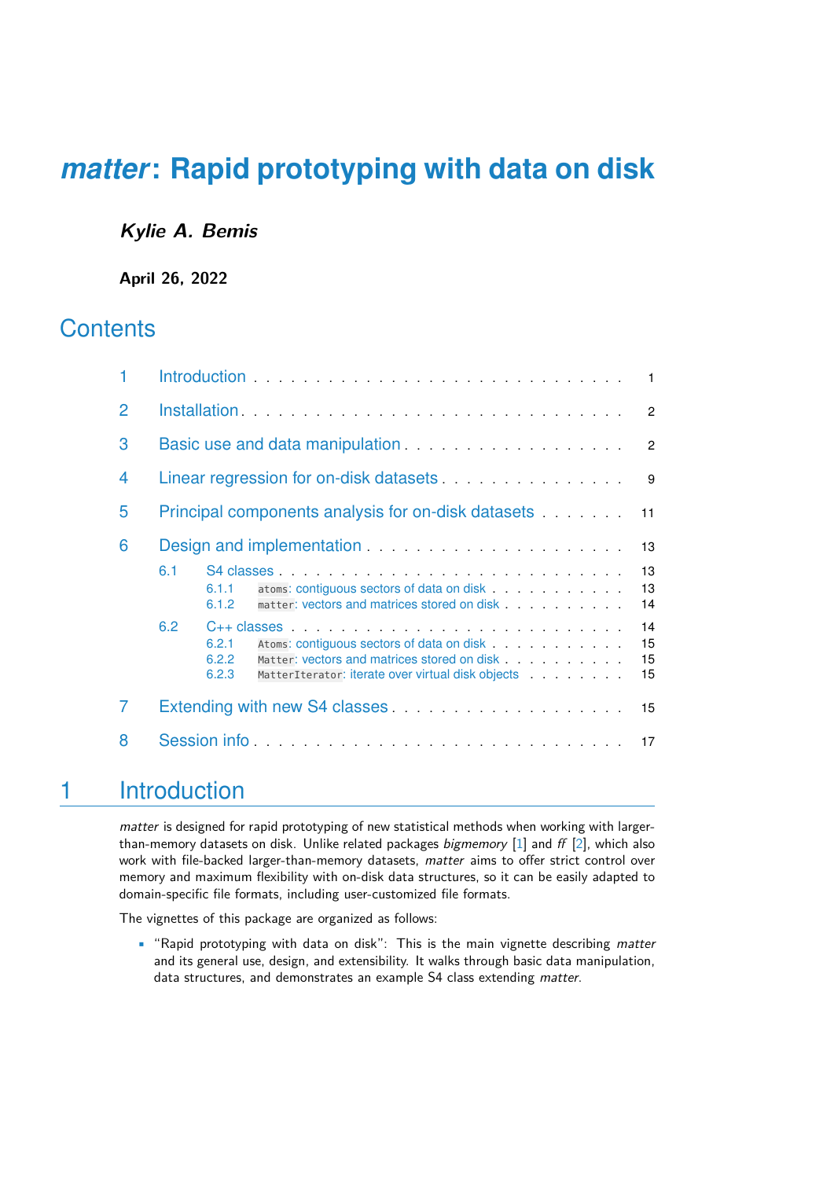# *matter*: Rapid prototyping with data on disk

***Kylie A. Bemis***

**April 26, 2022**

## Contents

1 Introduction . . . . . . . . . . . . . . . . . . . . . . . . . . . . . 1

2 Installation . . . . . . . . . . . . . . . . . . . . . . . . . . . . . 2

3 Basic use and data manipulation . . . . . . . . . . . . . . . . . . 2

4 Linear regression for on-disk datasets . . . . . . . . . . . . . . . 9

5 Principal components analysis for on-disk datasets . . . . . . . . 11

6 Design and implementation . . . . . . . . . . . . . . . . . . . . . 13

- 6.1 S4 classes . . . . . . . . . . . . . . . . . . . . . . . . . . . 13
  - 6.1.1 `atoms`: contiguous sectors of data on disk . . . . . . . . . . . 13
  - 6.1.2 `matter`: vectors and matrices stored on disk . . . . . . . . . 14
- 6.2 C++ classes . . . . . . . . . . . . . . . . . . . . . . . . . . 14
  - 6.2.1 `Atoms`: contiguous sectors of data on disk . . . . . . . . . . . 15
  - 6.2.2 `Matter`: vectors and matrices stored on disk . . . . . . . . . 15
  - 6.2.3 `MatterIterator`: iterate over virtual disk objects . . . . . . . 15

7 Extending with new S4 classes . . . . . . . . . . . . . . . . . . . 15

8 Session info . . . . . . . . . . . . . . . . . . . . . . . . . . . . . 17

## 1 Introduction

*matter* is designed for rapid prototyping of new statistical methods when working with larger-than-memory datasets on disk. Unlike related packages *bigmemory* [1] and *ff* [2], which also work with file-backed larger-than-memory datasets, *matter* aims to offer strict control over memory and maximum flexibility with on-disk data structures, so it can be easily adapted to domain-specific file formats, including user-customized file formats.

The vignettes of this package are organized as follows:

- "Rapid prototyping with data on disk": This is the main vignette describing *matter* and its general use, design, and extensibility. It walks through basic data manipulation, data structures, and demonstrates an example S4 class extending *matter*.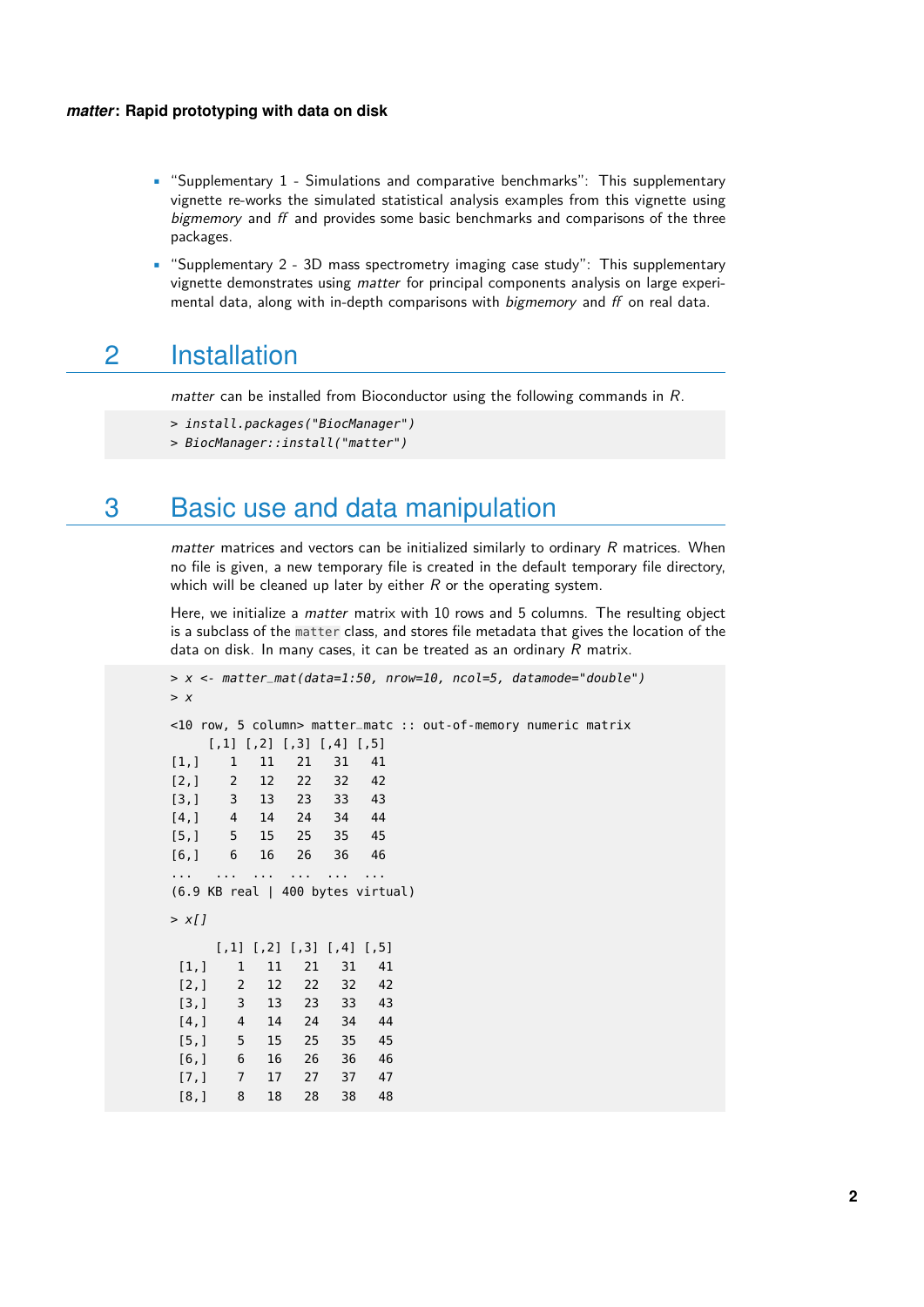- "Supplementary 1 - Simulations and comparative benchmarks": This supplementary vignette re-works the simulated statistical analysis examples from this vignette using *bigmemory* and *ff* and provides some basic benchmarks and comparisons of the three packages.
- "Supplementary 2 - 3D mass spectrometry imaging case study": This supplementary vignette demonstrates using *matter* for principal components analysis on large experimental data, along with in-depth comparisons with *bigmemory* and *ff* on real data.

# 2 Installation

*matter* can be installed from Bioconductor using the following commands in *R*.

```
> install.packages("BiocManager")
> BiocManager::install("matter")
```

# 3 Basic use and data manipulation

*matter* matrices and vectors can be initialized similarly to ordinary *R* matrices. When no file is given, a new temporary file is created in the default temporary file directory, which will be cleaned up later by either *R* or the operating system.

Here, we initialize a *matter* matrix with 10 rows and 5 columns. The resulting object is a subclass of the `matter` class, and stores file metadata that gives the location of the data on disk. In many cases, it can be treated as an ordinary *R* matrix.

```
> x <- matter_mat(data=1:50, nrow=10, ncol=5, datamode="double")
> x

<10 row, 5 column> matter_matc :: out-of-memory numeric matrix
     [,1] [,2] [,3] [,4] [,5]
[1,]    1   11   21   31   41
[2,]    2   12   22   32   42
[3,]    3   13   23   33   43
[4,]    4   14   24   34   44
[5,]    5   15   25   35   45
[6,]    6   16   26   36   46
...   ...  ...  ...  ...  ...
(6.9 KB real | 400 bytes virtual)

> x[]

      [,1] [,2] [,3] [,4] [,5]
 [1,]    1   11   21   31   41
 [2,]    2   12   22   32   42
 [3,]    3   13   23   33   43
 [4,]    4   14   24   34   44
 [5,]    5   15   25   35   45
 [6,]    6   16   26   36   46
 [7,]    7   17   27   37   47
 [8,]    8   18   28   38   48
```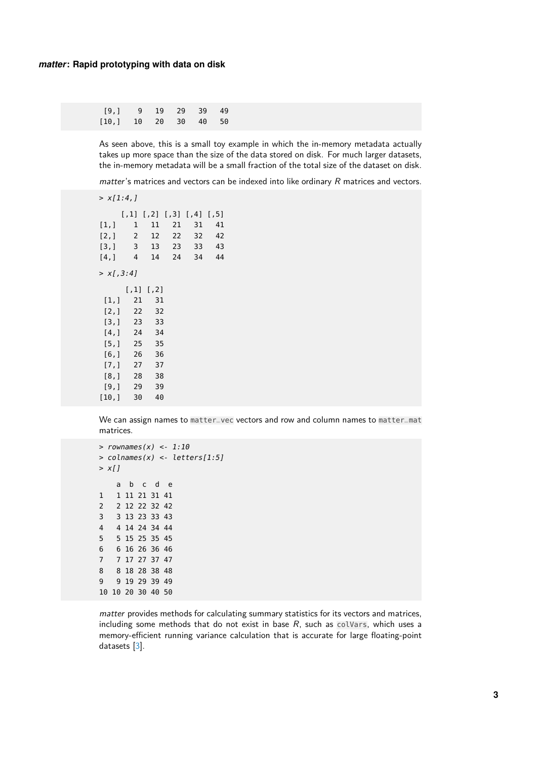```
 [9,]    9   19   29   39   49
[10,]   10   20   30   40   50
```

As seen above, this is a small toy example in which the in-memory metadata actually takes up more space than the size of the data stored on disk. For much larger datasets, the in-memory metadata will be a small fraction of the total size of the dataset on disk.

*matter*'s matrices and vectors can be indexed into like ordinary *R* matrices and vectors.

```
> x[1:4,]

     [,1] [,2] [,3] [,4] [,5]
[1,]    1   11   21   31   41
[2,]    2   12   22   32   42
[3,]    3   13   23   33   43
[4,]    4   14   24   34   44

> x[,3:4]

      [,1] [,2]
 [1,]   21   31
 [2,]   22   32
 [3,]   23   33
 [4,]   24   34
 [5,]   25   35
 [6,]   26   36
 [7,]   27   37
 [8,]   28   38
 [9,]   29   39
[10,]   30   40
```

We can assign names to `matter_vec` vectors and row and column names to `matter_mat` matrices.

```
> rownames(x) <- 1:10
> colnames(x) <- letters[1:5]
> x[]

    a  b  c  d  e
1   1 11 21 31 41
2   2 12 22 32 42
3   3 13 23 33 43
4   4 14 24 34 44
5   5 15 25 35 45
6   6 16 26 36 46
7   7 17 27 37 47
8   8 18 28 38 48
9   9 19 29 39 49
10 10 20 30 40 50
```

*matter* provides methods for calculating summary statistics for its vectors and matrices, including some methods that do not exist in base *R*, such as `colVars`, which uses a memory-efficient running variance calculation that is accurate for large floating-point datasets [3].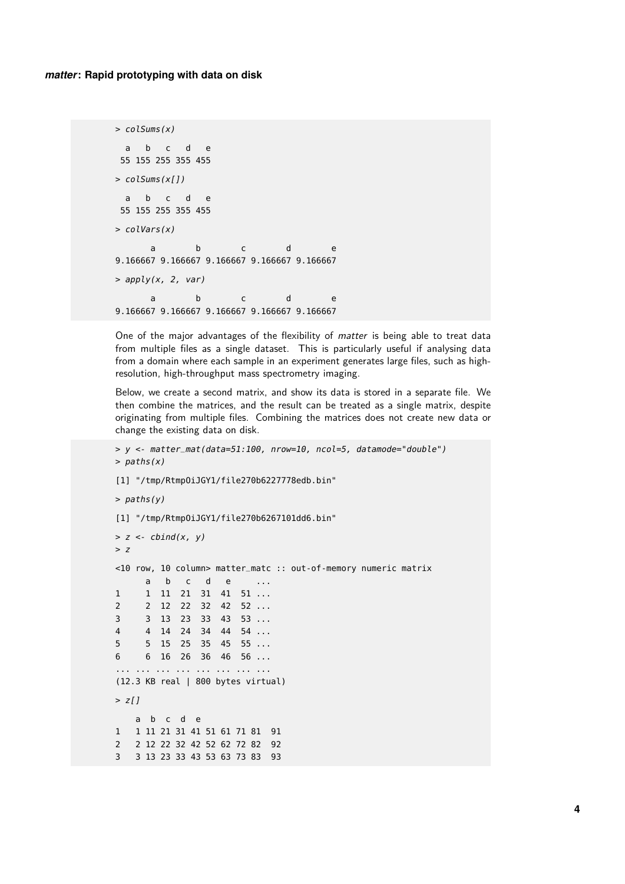```
> colSums(x)
  a   b   c   d   e 
 55 155 255 355 455 
> colSums(x[])
  a   b   c   d   e 
 55 155 255 355 455 
> colVars(x)
       a        b        c        d        e 
9.166667 9.166667 9.166667 9.166667 9.166667 
> apply(x, 2, var)
       a        b        c        d        e 
9.166667 9.166667 9.166667 9.166667 9.166667 
```

One of the major advantages of the flexibility of *matter* is being able to treat data from multiple files as a single dataset. This is particularly useful if analysing data from a domain where each sample in an experiment generates large files, such as high-resolution, high-throughput mass spectrometry imaging.

Below, we create a second matrix, and show its data is stored in a separate file. We then combine the matrices, and the result can be treated as a single matrix, despite originating from multiple files. Combining the matrices does not create new data or change the existing data on disk.

```
> y <- matter_mat(data=51:100, nrow=10, ncol=5, datamode="double")
> paths(x)
[1] "/tmp/RtmpOiJGY1/file270b6227778edb.bin"
> paths(y)
[1] "/tmp/RtmpOiJGY1/file270b6267101dd6.bin"
> z <- cbind(x, y)
> z
<10 row, 10 column> matter_matc :: out-of-memory numeric matrix
      a   b   c   d   e     ...
1     1  11  21  31  41  51 ...
2     2  12  22  32  42  52 ...
3     3  13  23  33  43  53 ...
4     4  14  24  34  44  54 ...
5     5  15  25  35  45  55 ...
6     6  16  26  36  46  56 ...
... ... ... ... ... ... ... ...
(12.3 KB real | 800 bytes virtual)
> z[]
    a  b  c  d  e                
1   1 11 21 31 41 51 61 71 81  91
2   2 12 22 32 42 52 62 72 82  92
3   3 13 23 33 43 53 63 73 83  93
```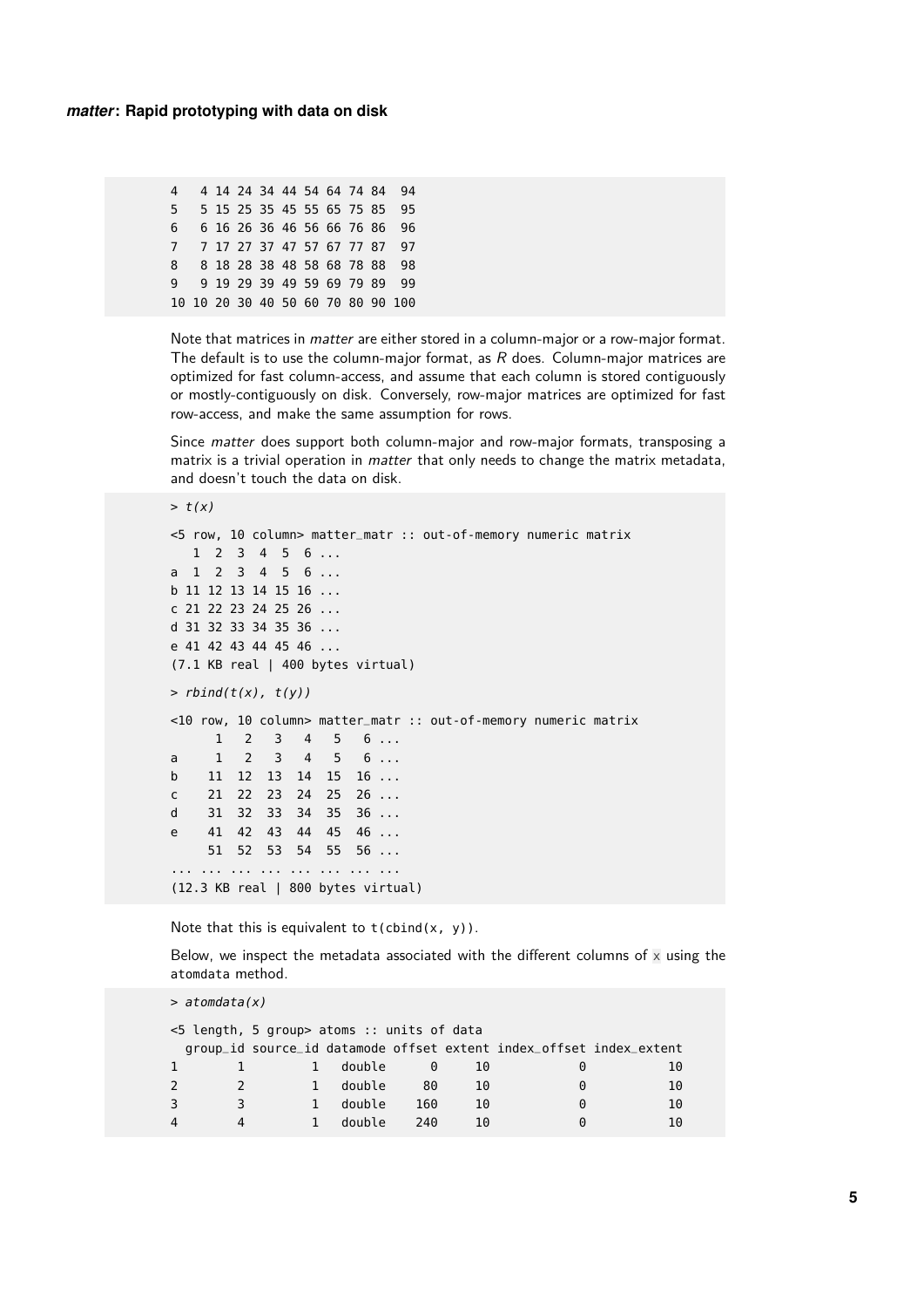```
4    4 14 24 34 44 54 64 74 84  94
5    5 15 25 35 45 55 65 75 85  95
6    6 16 26 36 46 56 66 76 86  96
7    7 17 27 37 47 57 67 77 87  97
8    8 18 28 38 48 58 68 78 88  98
9    9 19 29 39 49 59 69 79 89  99
10 10 20 30 40 50 60 70 80 90 100
```

Note that matrices in *matter* are either stored in a column-major or a row-major format. The default is to use the column-major format, as *R* does. Column-major matrices are optimized for fast column-access, and assume that each column is stored contiguously or mostly-contiguously on disk. Conversely, row-major matrices are optimized for fast row-access, and make the same assumption for rows.

Since *matter* does support both column-major and row-major formats, transposing a matrix is a trivial operation in *matter* that only needs to change the matrix metadata, and doesn't touch the data on disk.

```
> t(x)

<5 row, 10 column> matter_matr :: out-of-memory numeric matrix
   1  2  3  4  5  6 ...
a  1  2  3  4  5  6 ...
b 11 12 13 14 15 16 ...
c 21 22 23 24 25 26 ...
d 31 32 33 34 35 36 ...
e 41 42 43 44 45 46 ...
(7.1 KB real | 400 bytes virtual)

> rbind(t(x), t(y))

<10 row, 10 column> matter_matr :: out-of-memory numeric matrix
      1   2   3   4   5   6 ...
a     1   2   3   4   5   6 ...
b    11  12  13  14  15  16 ...
c    21  22  23  24  25  26 ...
d    31  32  33  34  35  36 ...
e    41  42  43  44  45  46 ...
     51  52  53  54  55  56 ...
... ... ... ... ... ... ... ...
(12.3 KB real | 800 bytes virtual)
```

Note that this is equivalent to `t(cbind(x, y))`.

Below, we inspect the metadata associated with the different columns of `x` using the `atomdata` method.

```
> atomdata(x)

<5 length, 5 group> atoms :: units of data
  group_id source_id datamode offset extent index_offset index_extent
1        1         1   double      0     10            0           10
2        2         1   double     80     10            0           10
3        3         1   double    160     10            0           10
4        4         1   double    240     10            0           10
```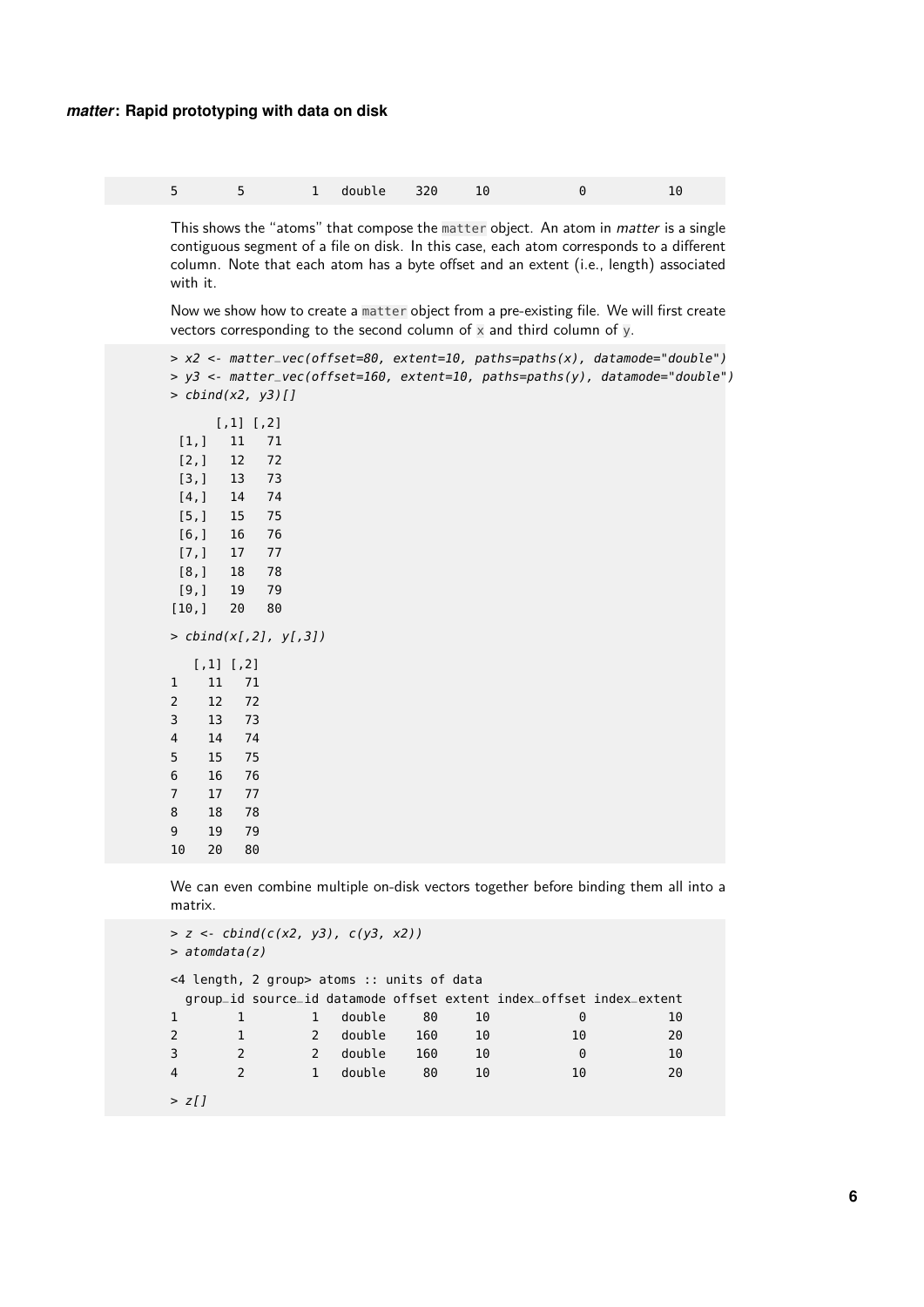```
5        5         1   double    320     10            0           10
```

This shows the "atoms" that compose the `matter` object. An atom in *matter* is a single contiguous segment of a file on disk. In this case, each atom corresponds to a different column. Note that each atom has a byte offset and an extent (i.e., length) associated with it.

Now we show how to create a `matter` object from a pre-existing file. We will first create vectors corresponding to the second column of `x` and third column of `y`.

```
> x2 <- matter_vec(offset=80, extent=10, paths=paths(x), datamode="double")
> y3 <- matter_vec(offset=160, extent=10, paths=paths(y), datamode="double")
> cbind(x2, y3)[]

      [,1] [,2]
 [1,]   11   71
 [2,]   12   72
 [3,]   13   73
 [4,]   14   74
 [5,]   15   75
 [6,]   16   76
 [7,]   17   77
 [8,]   18   78
 [9,]   19   79
[10,]   20   80

> cbind(x[,2], y[,3])

   [,1] [,2]
1    11   71
2    12   72
3    13   73
4    14   74
5    15   75
6    16   76
7    17   77
8    18   78
9    19   79
10   20   80
```

We can even combine multiple on-disk vectors together before binding them all into a matrix.

```
> z <- cbind(c(x2, y3), c(y3, x2))
> atomdata(z)

<4 length, 2 group> atoms :: units of data
  group_id source_id datamode offset extent index_offset index_extent
1        1         1   double     80     10            0           10
2        1         2   double    160     10           10           20
3        2         2   double    160     10            0           10
4        2         1   double     80     10           10           20

> z[]
```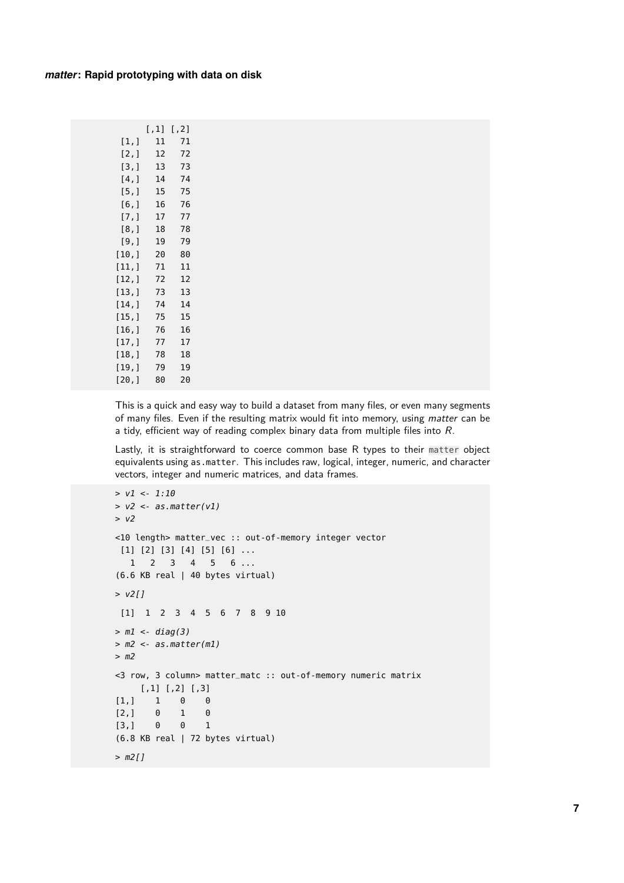```
      [,1] [,2]
 [1,]   11   71
 [2,]   12   72
 [3,]   13   73
 [4,]   14   74
 [5,]   15   75
 [6,]   16   76
 [7,]   17   77
 [8,]   18   78
 [9,]   19   79
[10,]   20   80
[11,]   71   11
[12,]   72   12
[13,]   73   13
[14,]   74   14
[15,]   75   15
[16,]   76   16
[17,]   77   17
[18,]   78   18
[19,]   79   19
[20,]   80   20
```

This is a quick and easy way to build a dataset from many files, or even many segments of many files. Even if the resulting matrix would fit into memory, using *matter* can be a tidy, efficient way of reading complex binary data from multiple files into *R*.

Lastly, it is straightforward to coerce common base R types to their `matter` object equivalents using `as.matter`. This includes raw, logical, integer, numeric, and character vectors, integer and numeric matrices, and data frames.

```
> v1 <- 1:10
> v2 <- as.matter(v1)
> v2

<10 length> matter_vec :: out-of-memory integer vector
 [1] [2] [3] [4] [5] [6] ...
   1   2   3   4   5   6 ...
(6.6 KB real | 40 bytes virtual)

> v2[]

 [1]  1  2  3  4  5  6  7  8  9 10

> m1 <- diag(3)
> m2 <- as.matter(m1)
> m2

<3 row, 3 column> matter_matc :: out-of-memory numeric matrix
     [,1] [,2] [,3]
[1,]    1    0    0
[2,]    0    1    0
[3,]    0    0    1
(6.8 KB real | 72 bytes virtual)

> m2[]
```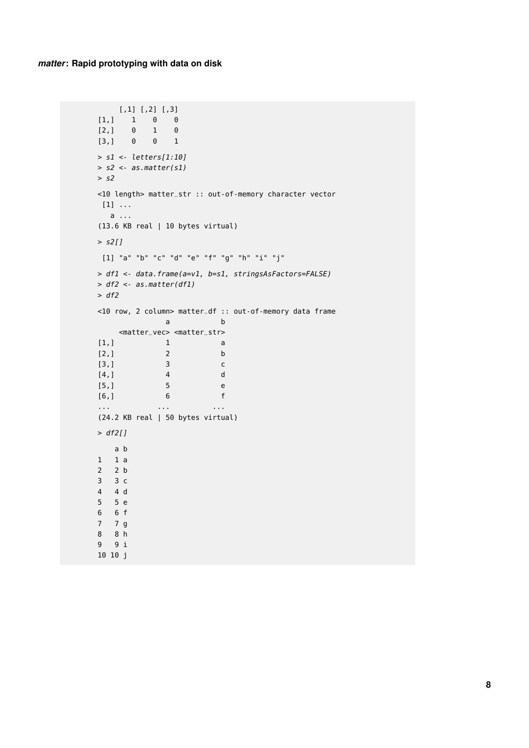```
     [,1] [,2] [,3]
[1,]    1    0    0
[2,]    0    1    0
[3,]    0    0    1

> s1 <- letters[1:10]
> s2 <- as.matter(s1)
> s2

<10 length> matter_str :: out-of-memory character vector
 [1] ...
   a ...
(13.6 KB real | 10 bytes virtual)

> s2[]

 [1] "a" "b" "c" "d" "e" "f" "g" "h" "i" "j"

> df1 <- data.frame(a=v1, b=s1, stringsAsFactors=FALSE)
> df2 <- as.matter(df1)
> df2

<10 row, 2 column> matter_df :: out-of-memory data frame
               a           b
     <matter_vec> <matter_str>
[1,]           1           a
[2,]           2           b
[3,]           3           c
[4,]           4           d
[5,]           5           e
[6,]           6           f
...          ...         ...
(24.2 KB real | 50 bytes virtual)

> df2[]

    a b
1   1 a
2   2 b
3   3 c
4   4 d
5   5 e
6   6 f
7   7 g
8   8 h
9   9 i
10 10 j
```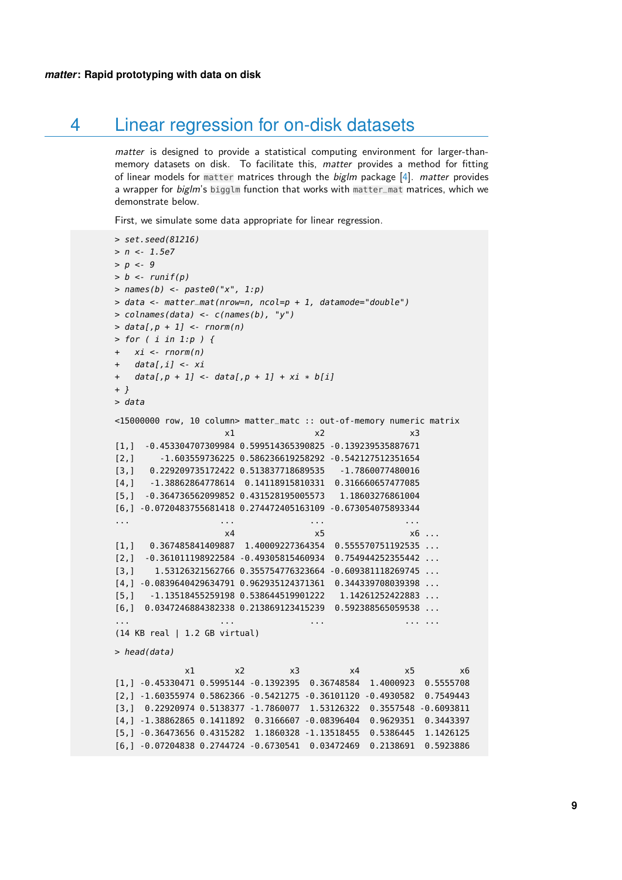# 4 Linear regression for on-disk datasets

*matter* is designed to provide a statistical computing environment for larger-than-memory datasets on disk. To facilitate this, *matter* provides a method for fitting of linear models for `matter` matrices through the *biglm* package [4]. *matter* provides a wrapper for *biglm*'s `bigglm` function that works with `matter_mat` matrices, which we demonstrate below.

First, we simulate some data appropriate for linear regression.

```
> set.seed(81216)
> n <- 1.5e7
> p <- 9
> b <- runif(p)
> names(b) <- paste0("x", 1:p)
> data <- matter_mat(nrow=n, ncol=p + 1, datamode="double")
> colnames(data) <- c(names(b), "y")
> data[,p + 1] <- rnorm(n)
> for ( i in 1:p ) {
+   xi <- rnorm(n)
+   data[,i] <- xi
+   data[,p + 1] <- data[,p + 1] + xi * b[i]
+ }
> data

<15000000 row, 10 column> matter_matc :: out-of-memory numeric matrix
                     x1                x2                 x3
[1,]  -0.453304707309984 0.599514365390825 -0.139239535887671
[2,]     -1.603559736225 0.586236619258292 -0.542127512351654
[3,]   0.229209735172422 0.513837718689535   -1.7860077480016
[4,]    -1.38862864778614  0.14118915810331  0.316660657477085
[5,]  -0.364736562099852 0.431528195005573   1.18603276861004
[6,] -0.0720483755681418 0.274472405163109 -0.673054075893344
...                  ...               ...                ...
                     x4                x5                 x6 ...
[1,]   0.367485841409887  1.40009227364354  0.555570751192535 ...
[2,]  -0.361011198922584 -0.49305815460934  0.754944252355442 ...
[3,]    1.53126321562766 0.355754776323664 -0.609381118269745 ...
[4,] -0.0839640429634791 0.962935124371361  0.344339708039398 ...
[5,]   -1.13518455259198 0.538644519901222   1.14261252422883 ...
[6,]  0.0347246884382338 0.213869123415239  0.592388565059538 ...
...                  ...               ...                ... ...
(14 KB real | 1.2 GB virtual)

> head(data)

             x1        x2         x3          x4         x5         x6
[1,] -0.45330471 0.5995144 -0.1392395  0.36748584  1.4000923  0.5555708
[2,] -1.60355974 0.5862366 -0.5421275 -0.36101120 -0.4930582  0.7549443
[3,]  0.22920974 0.5138377 -1.7860077  1.53126322  0.3557548 -0.6093811
[4,] -1.38862865 0.1411892  0.3166607 -0.08396404  0.9629351  0.3443397
[5,] -0.36473656 0.4315282  1.1860328 -1.13518455  0.5386445  1.1426125
[6,] -0.07204838 0.2744724 -0.6730541  0.03472469  0.2138691  0.5923886
```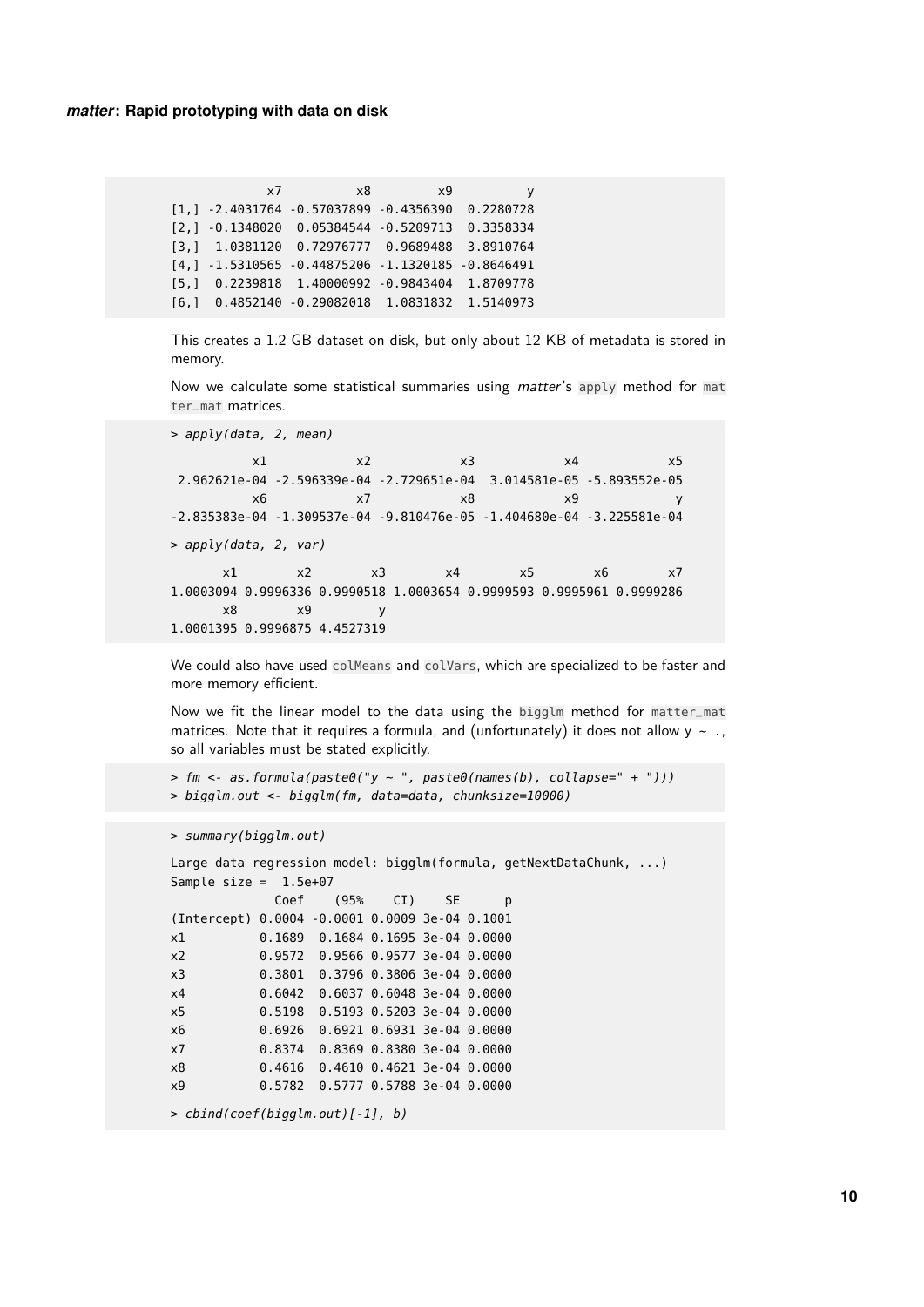```
             x7          x8         x9          y
[1,] -2.4031764 -0.57037899 -0.4356390  0.2280728
[2,] -0.1348020  0.05384544 -0.5209713  0.3358334
[3,]  1.0381120  0.72976777  0.9689488  3.8910764
[4,] -1.5310565 -0.44875206 -1.1320185 -0.8646491
[5,]  0.2239818  1.40000992 -0.9843404  1.8709778
[6,]  0.4852140 -0.29082018  1.0831832  1.5140973
```

This creates a 1.2 GB dataset on disk, but only about 12 KB of metadata is stored in memory.

Now we calculate some statistical summaries using *matter*'s `apply` method for `matter_mat` matrices.

```
> apply(data, 2, mean)

           x1            x2            x3            x4            x5
 2.962621e-04 -2.596339e-04 -2.729651e-04  3.014581e-05 -5.893552e-05
           x6            x7            x8            x9             y
-2.835383e-04 -1.309537e-04 -9.810476e-05 -1.404680e-04 -3.225581e-04

> apply(data, 2, var)

       x1        x2        x3        x4        x5        x6        x7
1.0003094 0.9996336 0.9990518 1.0003654 0.9999593 0.9995961 0.9999286
       x8        x9         y
1.0001395 0.9996875 4.4527319
```

We could also have used `colMeans` and `colVars`, which are specialized to be faster and more memory efficient.

Now we fit the linear model to the data using the `bigglm` method for `matter_mat` matrices. Note that it requires a formula, and (unfortunately) it does not allow `y ~ .`, so all variables must be stated explicitly.

```
> fm <- as.formula(paste0("y ~ ", paste0(names(b), collapse=" + ")))
> bigglm.out <- bigglm(fm, data=data, chunksize=10000)
```

```
> summary(bigglm.out)

Large data regression model: bigglm(formula, getNextDataChunk, ...)
Sample size =  1.5e+07
              Coef    (95%    CI)    SE      p
(Intercept) 0.0004 -0.0001 0.0009 3e-04 0.1001
x1          0.1689  0.1684 0.1695 3e-04 0.0000
x2          0.9572  0.9566 0.9577 3e-04 0.0000
x3          0.3801  0.3796 0.3806 3e-04 0.0000
x4          0.6042  0.6037 0.6048 3e-04 0.0000
x5          0.5198  0.5193 0.5203 3e-04 0.0000
x6          0.6926  0.6921 0.6931 3e-04 0.0000
x7          0.8374  0.8369 0.8380 3e-04 0.0000
x8          0.4616  0.4610 0.4621 3e-04 0.0000
x9          0.5782  0.5777 0.5788 3e-04 0.0000

> cbind(coef(bigglm.out)[-1], b)
```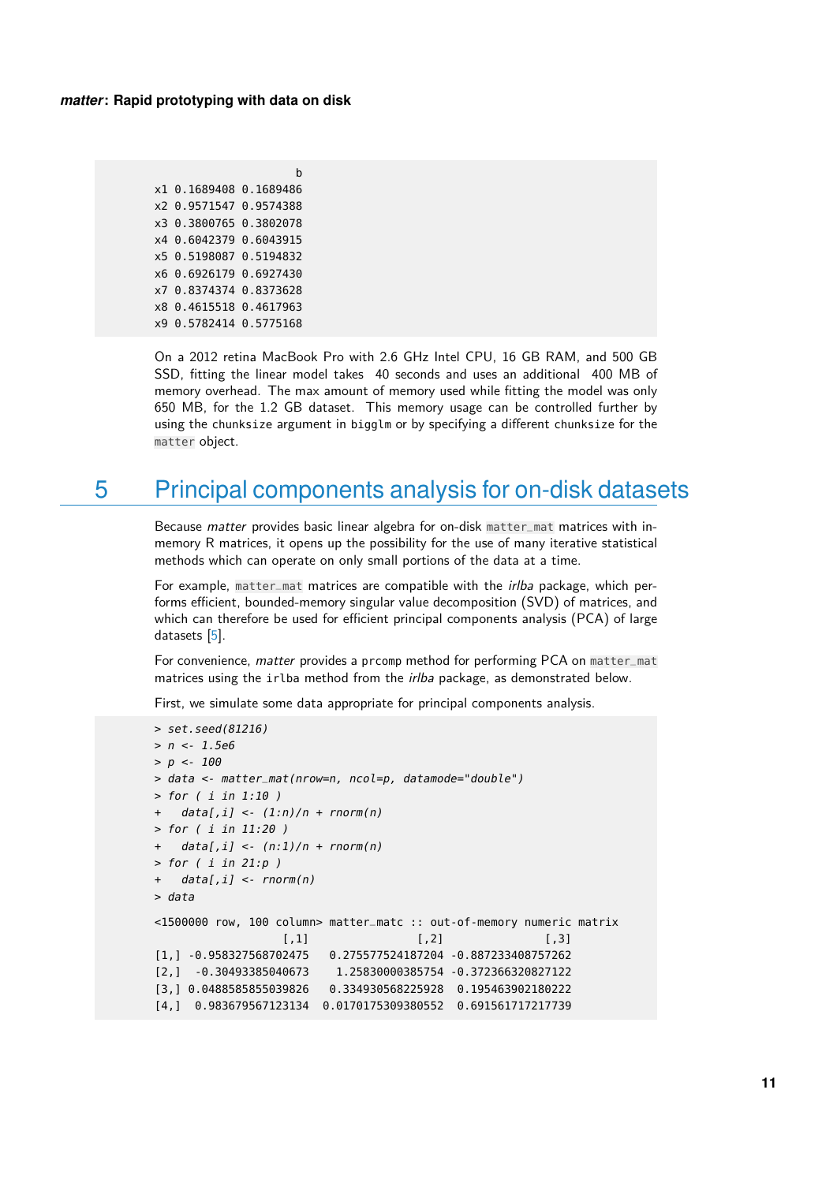```
                        b
x1 0.1689408 0.1689486
x2 0.9571547 0.9574388
x3 0.3800765 0.3802078
x4 0.6042379 0.6043915
x5 0.5198087 0.5194832
x6 0.6926179 0.6927430
x7 0.8374374 0.8373628
x8 0.4615518 0.4617963
x9 0.5782414 0.5775168
```

On a 2012 retina MacBook Pro with 2.6 GHz Intel CPU, 16 GB RAM, and 500 GB SSD, fitting the linear model takes 40 seconds and uses an additional 400 MB of memory overhead. The max amount of memory used while fitting the model was only 650 MB, for the 1.2 GB dataset. This memory usage can be controlled further by using the `chunksize` argument in `bigglm` or by specifying a different `chunksize` for the `matter` object.

# 5 Principal components analysis for on-disk datasets

Because *matter* provides basic linear algebra for on-disk `matter_mat` matrices with in-memory R matrices, it opens up the possibility for the use of many iterative statistical methods which can operate on only small portions of the data at a time.

For example, `matter_mat` matrices are compatible with the *irlba* package, which performs efficient, bounded-memory singular value decomposition (SVD) of matrices, and which can therefore be used for efficient principal components analysis (PCA) of large datasets [5].

For convenience, *matter* provides a `prcomp` method for performing PCA on `matter_mat` matrices using the `irlba` method from the *irlba* package, as demonstrated below.

First, we simulate some data appropriate for principal components analysis.

```
> set.seed(81216)
> n <- 1.5e6
> p <- 100
> data <- matter_mat(nrow=n, ncol=p, datamode="double")
> for ( i in 1:10 )
+   data[,i] <- (1:n)/n + rnorm(n)
> for ( i in 11:20 )
+   data[,i] <- (n:1)/n + rnorm(n)
> for ( i in 21:p )
+   data[,i] <- rnorm(n)
> data

<1500000 row, 100 column> matter_matc :: out-of-memory numeric matrix
                   [,1]               [,2]               [,3]
[1,] -0.958327568702475   0.275577524187204 -0.887233408757262
[2,]  -0.30493385040673    1.25830000385754 -0.372366320827122
[3,] 0.0488585855039826   0.334930568225928  0.195463902180222
[4,]  0.983679567123134  0.0170175309380552  0.691561717217739
```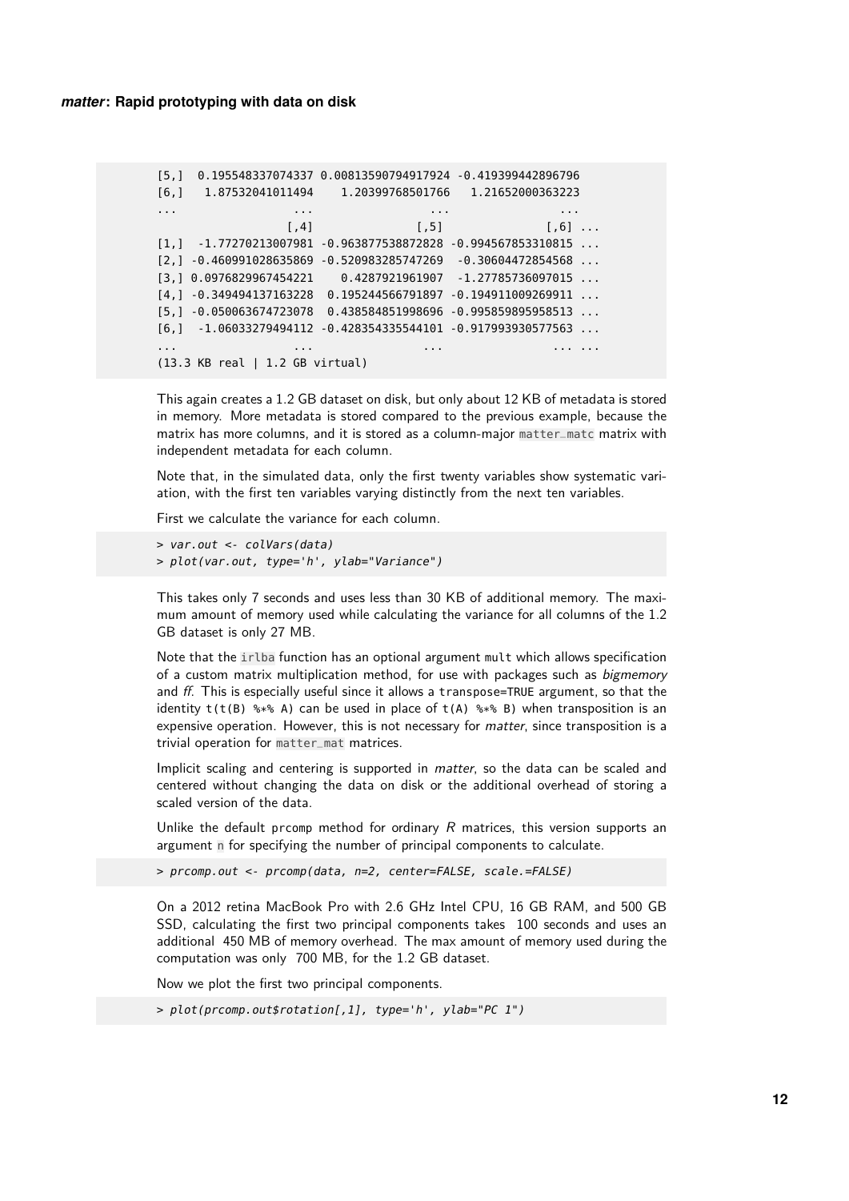```
[5,]  0.195548337074337 0.00813590794917924 -0.419399442896796
[6,]   1.87532041011494    1.20399768501766   1.21652000363223
...                 ...                 ...                ...
                   [,4]                [,5]               [,6] ...
[1,]  -1.77270213007981 -0.963877538872828 -0.994567853310815 ...
[2,] -0.460991028635869 -0.520983285747269  -0.30604472854568 ...
[3,] 0.0976829967454221    0.4287921961907  -1.27785736097015 ...
[4,] -0.349494137163228  0.195244566791897 -0.194911009269911 ...
[5,] -0.050063674723078  0.438584851998696 -0.995859895958513 ...
[6,]  -1.06033279494112 -0.428354335544101 -0.917993930577563 ...
...                 ...                ...                ... ...
(13.3 KB real | 1.2 GB virtual)
```

This again creates a 1.2 GB dataset on disk, but only about 12 KB of metadata is stored in memory. More metadata is stored compared to the previous example, because the matrix has more columns, and it is stored as a column-major `matter_matc` matrix with independent metadata for each column.

Note that, in the simulated data, only the first twenty variables show systematic variation, with the first ten variables varying distinctly from the next ten variables.

First we calculate the variance for each column.

```
> var.out <- colVars(data)
> plot(var.out, type='h', ylab="Variance")
```

This takes only 7 seconds and uses less than 30 KB of additional memory. The maximum amount of memory used while calculating the variance for all columns of the 1.2 GB dataset is only 27 MB.

Note that the `irlba` function has an optional argument `mult` which allows specification of a custom matrix multiplication method, for use with packages such as *bigmemory* and *ff*. This is especially useful since it allows a `transpose=TRUE` argument, so that the identity `t(t(B) %*% A)` can be used in place of `t(A) %*% B)` when transposition is an expensive operation. However, this is not necessary for *matter*, since transposition is a trivial operation for `matter_mat` matrices.

Implicit scaling and centering is supported in *matter*, so the data can be scaled and centered without changing the data on disk or the additional overhead of storing a scaled version of the data.

Unlike the default `prcomp` method for ordinary *R* matrices, this version supports an argument `n` for specifying the number of principal components to calculate.

```
> prcomp.out <- prcomp(data, n=2, center=FALSE, scale.=FALSE)
```

On a 2012 retina MacBook Pro with 2.6 GHz Intel CPU, 16 GB RAM, and 500 GB SSD, calculating the first two principal components takes 100 seconds and uses an additional 450 MB of memory overhead. The max amount of memory used during the computation was only 700 MB, for the 1.2 GB dataset.

Now we plot the first two principal components.

```
> plot(prcomp.out$rotation[,1], type='h', ylab="PC 1")
```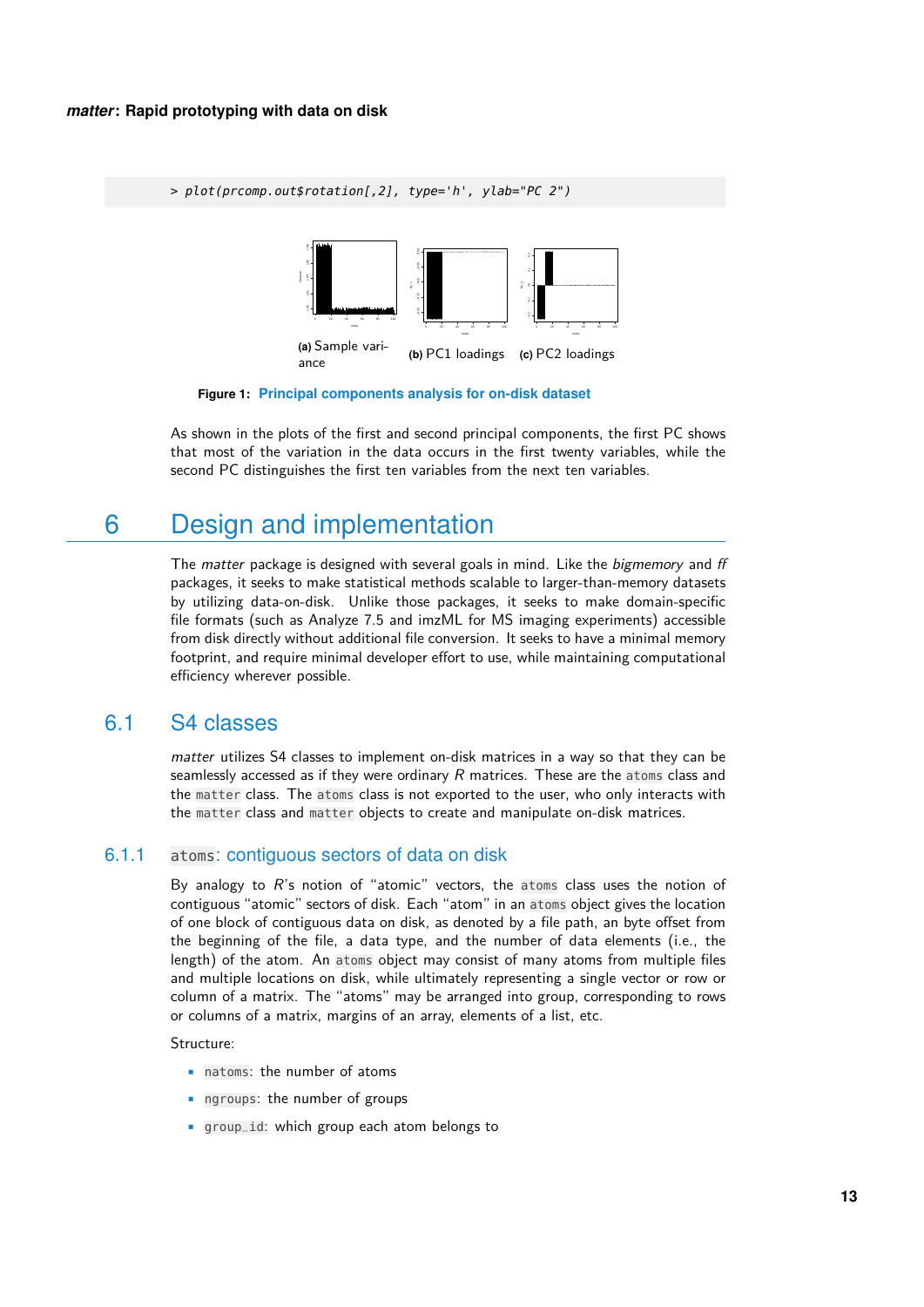```
> plot(prcomp.out$rotation[,2], type='h', ylab="PC 2")
```

(a) Sample variance (b) PC1 loadings (c) PC2 loadings

**Figure 1: Principal components analysis for on-disk dataset**

As shown in the plots of the first and second principal components, the first PC shows that most of the variation in the data occurs in the first twenty variables, while the second PC distinguishes the first ten variables from the next ten variables.

# 6 Design and implementation

The *matter* package is designed with several goals in mind. Like the *bigmemory* and *ff* packages, it seeks to make statistical methods scalable to larger-than-memory datasets by utilizing data-on-disk. Unlike those packages, it seeks to make domain-specific file formats (such as Analyze 7.5 and imzML for MS imaging experiments) accessible from disk directly without additional file conversion. It seeks to have a minimal memory footprint, and require minimal developer effort to use, while maintaining computational efficiency wherever possible.

## 6.1 S4 classes

*matter* utilizes S4 classes to implement on-disk matrices in a way so that they can be seamlessly accessed as if they were ordinary *R* matrices. These are the `atoms` class and the `matter` class. The `atoms` class is not exported to the user, who only interacts with the `matter` class and `matter` objects to create and manipulate on-disk matrices.

### 6.1.1 `atoms`: contiguous sectors of data on disk

By analogy to *R*'s notion of "atomic" vectors, the `atoms` class uses the notion of contiguous "atomic" sectors of disk. Each "atom" in an `atoms` object gives the location of one block of contiguous data on disk, as denoted by a file path, an byte offset from the beginning of the file, a data type, and the number of data elements (i.e., the length) of the atom. An `atoms` object may consist of many atoms from multiple files and multiple locations on disk, while ultimately representing a single vector or row or column of a matrix. The "atoms" may be arranged into group, corresponding to rows or columns of a matrix, margins of an array, elements of a list, etc.

Structure:

- `natoms`: the number of atoms
- `ngroups`: the number of groups
- `group_id`: which group each atom belongs to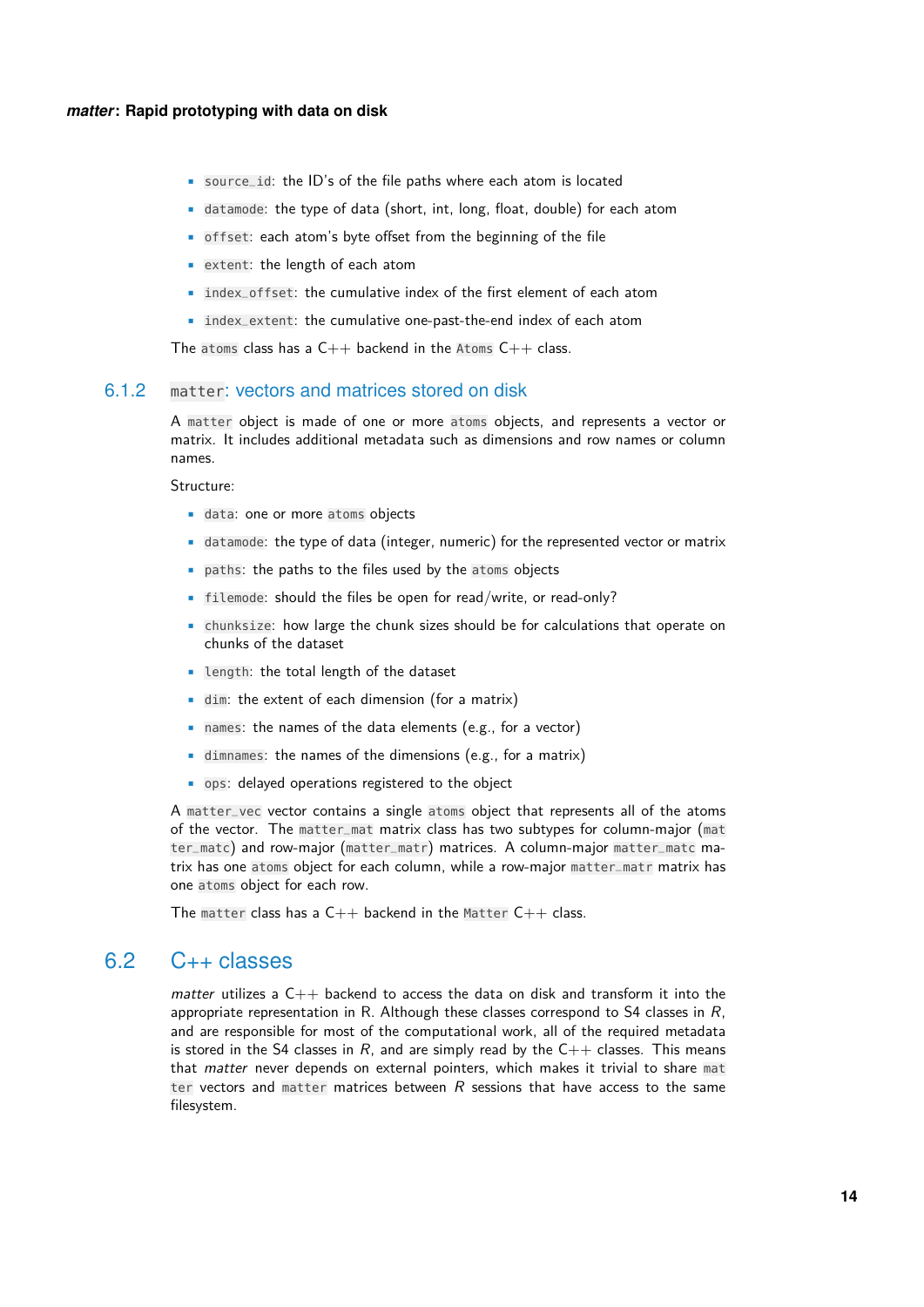- `source_id`: the ID's of the file paths where each atom is located
- `datamode`: the type of data (short, int, long, float, double) for each atom
- `offset`: each atom's byte offset from the beginning of the file
- `extent`: the length of each atom
- `index_offset`: the cumulative index of the first element of each atom
- `index_extent`: the cumulative one-past-the-end index of each atom

The `atoms` class has a C++ backend in the `Atoms` C++ class.

### 6.1.2 `matter`: vectors and matrices stored on disk

A `matter` object is made of one or more `atoms` objects, and represents a vector or matrix. It includes additional metadata such as dimensions and row names or column names.

Structure:

- `data`: one or more `atoms` objects
- `datamode`: the type of data (integer, numeric) for the represented vector or matrix
- `paths`: the paths to the files used by the `atoms` objects
- `filemode`: should the files be open for read/write, or read-only?
- `chunksize`: how large the chunk sizes should be for calculations that operate on chunks of the dataset
- `length`: the total length of the dataset
- `dim`: the extent of each dimension (for a matrix)
- `names`: the names of the data elements (e.g., for a vector)
- `dimnames`: the names of the dimensions (e.g., for a matrix)
- `ops`: delayed operations registered to the object

A `matter_vec` vector contains a single `atoms` object that represents all of the atoms of the vector. The `matter_mat` matrix class has two subtypes for column-major (`matter_matc`) and row-major (`matter_matr`) matrices. A column-major `matter_matc` matrix has one `atoms` object for each column, while a row-major `matter_matr` matrix has one `atoms` object for each row.

The `matter` class has a C++ backend in the `Matter` C++ class.

## 6.2 C++ classes

*matter* utilizes a C++ backend to access the data on disk and transform it into the appropriate representation in R. Although these classes correspond to S4 classes in *R*, and are responsible for most of the computational work, all of the required metadata is stored in the S4 classes in *R*, and are simply read by the C++ classes. This means that *matter* never depends on external pointers, which makes it trivial to share `matter` vectors and `matter` matrices between *R* sessions that have access to the same filesystem.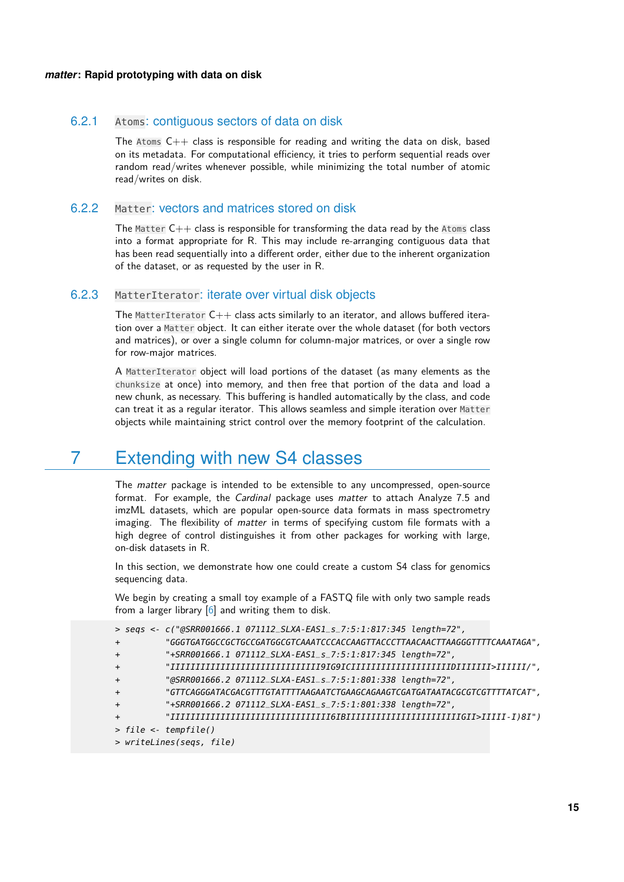### 6.2.1 `Atoms`: contiguous sectors of data on disk

The `Atoms` C++ class is responsible for reading and writing the data on disk, based on its metadata. For computational efficiency, it tries to perform sequential reads over random read/writes whenever possible, while minimizing the total number of atomic read/writes on disk.

### 6.2.2 `Matter`: vectors and matrices stored on disk

The `Matter` C++ class is responsible for transforming the data read by the `Atoms` class into a format appropriate for R. This may include re-arranging contiguous data that has been read sequentially into a different order, either due to the inherent organization of the dataset, or as requested by the user in R.

### 6.2.3 `MatterIterator`: iterate over virtual disk objects

The `MatterIterator` C++ class acts similarly to an iterator, and allows buffered iteration over a `Matter` object. It can either iterate over the whole dataset (for both vectors and matrices), or over a single column for column-major matrices, or over a single row for row-major matrices.

A `MatterIterator` object will load portions of the dataset (as many elements as the `chunksize` at once) into memory, and then free that portion of the data and load a new chunk, as necessary. This buffering is handled automatically by the class, and code can treat it as a regular iterator. This allows seamless and simple iteration over `Matter` objects while maintaining strict control over the memory footprint of the calculation.

# 7 Extending with new S4 classes

The *matter* package is intended to be extensible to any uncompressed, open-source format. For example, the *Cardinal* package uses *matter* to attach Analyze 7.5 and imzML datasets, which are popular open-source data formats in mass spectrometry imaging. The flexibility of *matter* in terms of specifying custom file formats with a high degree of control distinguishes it from other packages for working with large, on-disk datasets in R.

In this section, we demonstrate how one could create a custom S4 class for genomics sequencing data.

We begin by creating a small toy example of a FASTQ file with only two sample reads from a larger library [6] and writing them to disk.

```
> seqs <- c("@SRR001666.1 071112_SLXA-EAS1_s_7:5:1:817:345 length=72",
+          "GGGTGATGGCCGCTGCCGATGGCGTCAAATCCCACCAAGTTACCCTTAACAACTTAAGGGTTTTCAAATAGA",
+          "+SRR001666.1 071112_SLXA-EAS1_s_7:5:1:817:345 length=72",
+          "IIIIIIIIIIIIIIIIIIIIIIIIIIIIII9IG9ICIIIIIIIIIIIIIIIIIIIIDIIIIIII>IIIIII/",
+          "@SRR001666.2 071112_SLXA-EAS1_s_7:5:1:801:338 length=72",
+          "GTTCAGGGATACGACGTTTGTATTTTAAGAATCTGAAGCAGAAGTCGATGATAATACGCGTCGTTTTATCAT",
+          "+SRR001666.2 071112_SLXA-EAS1_s_7:5:1:801:338 length=72",
+          "IIIIIIIIIIIIIIIIIIIIIIIIIIIIIIII6IBIIIIIIIIIIIIIIIIIIIIIIIGII>IIIII-I)8I")
> file <- tempfile()
> writeLines(seqs, file)
```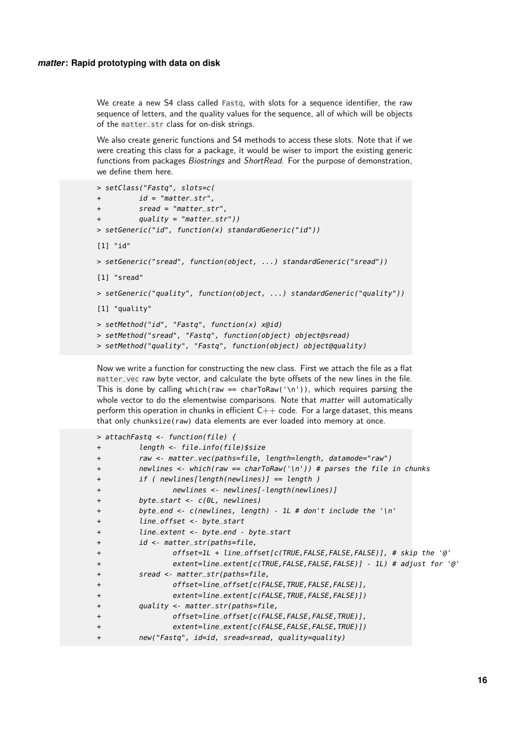We create a new S4 class called `Fastq`, with slots for a sequence identifier, the raw sequence of letters, and the quality values for the sequence, all of which will be objects of the `matter_str` class for on-disk strings.

We also create generic functions and S4 methods to access these slots. Note that if we were creating this class for a package, it would be wiser to import the existing generic functions from packages *Biostrings* and *ShortRead*. For the purpose of demonstration, we define them here.

```
> setClass("Fastq", slots=c(
+         id = "matter_str",
+         sread = "matter_str",
+         quality = "matter_str"))
> setGeneric("id", function(x) standardGeneric("id"))

[1] "id"

> setGeneric("sread", function(object, ...) standardGeneric("sread"))

[1] "sread"

> setGeneric("quality", function(object, ...) standardGeneric("quality"))

[1] "quality"

> setMethod("id", "Fastq", function(x) x@id)
> setMethod("sread", "Fastq", function(object) object@sread)
> setMethod("quality", "Fastq", function(object) object@quality)
```

Now we write a function for constructing the new class. First we attach the file as a flat `matter_vec` raw byte vector, and calculate the byte offsets of the new lines in the file. This is done by calling `which(raw == charToRaw('\n'))`, which requires parsing the whole vector to do the elementwise comparisons. Note that *matter* will automatically perform this operation in chunks in efficient C++ code. For a large dataset, this means that only `chunksize(raw)` data elements are ever loaded into memory at once.

```
> attachFastq <- function(file) {
+         length <- file.info(file)$size
+         raw <- matter_vec(paths=file, length=length, datamode="raw")
+         newlines <- which(raw == charToRaw('\n')) # parses the file in chunks
+         if ( newlines[length(newlines)] == length )
+                 newlines <- newlines[-length(newlines)]
+         byte_start <- c(0L, newlines)
+         byte_end <- c(newlines, length) - 1L # don't include the '\n'
+         line_offset <- byte_start
+         line_extent <- byte_end - byte_start
+         id <- matter_str(paths=file,
+                 offset=1L + line_offset[c(TRUE,FALSE,FALSE,FALSE)], # skip the '@'
+                 extent=line_extent[c(TRUE,FALSE,FALSE,FALSE)] - 1L) # adjust for '@'
+         sread <- matter_str(paths=file,
+                 offset=line_offset[c(FALSE,TRUE,FALSE,FALSE)],
+                 extent=line_extent[c(FALSE,TRUE,FALSE,FALSE)])
+         quality <- matter_str(paths=file,
+                 offset=line_offset[c(FALSE,FALSE,FALSE,TRUE)],
+                 extent=line_extent[c(FALSE,FALSE,FALSE,TRUE)])
+         new("Fastq", id=id, sread=sread, quality=quality)
```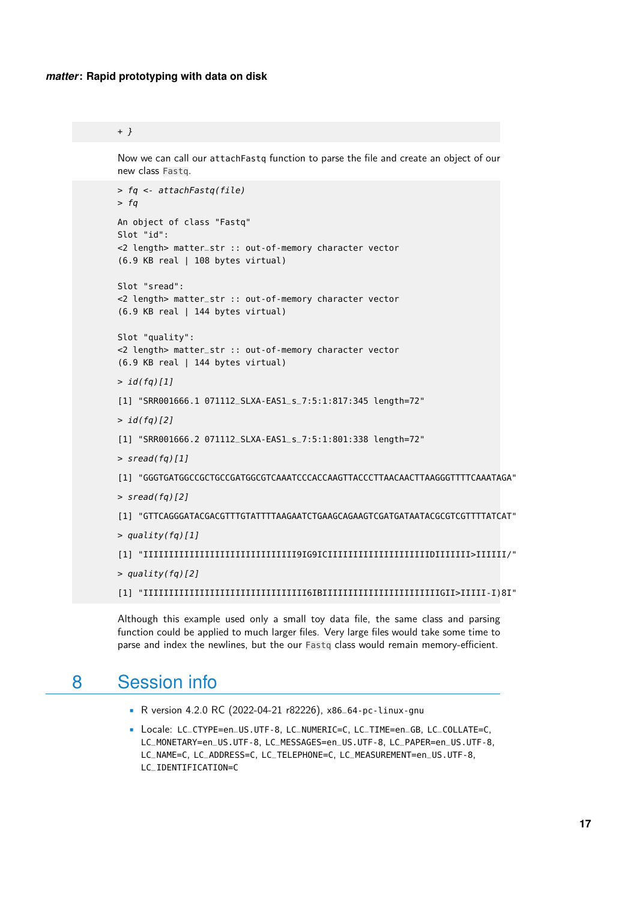```
+ }
```

Now we can call our `attachFastq` function to parse the file and create an object of our new class `Fastq`.

```
> fq <- attachFastq(file)
> fq

An object of class "Fastq"
Slot "id":
<2 length> matter_str :: out-of-memory character vector
(6.9 KB real | 108 bytes virtual)

Slot "sread":
<2 length> matter_str :: out-of-memory character vector
(6.9 KB real | 144 bytes virtual)

Slot "quality":
<2 length> matter_str :: out-of-memory character vector
(6.9 KB real | 144 bytes virtual)

> id(fq)[1]

[1] "SRR001666.1 071112_SLXA-EAS1_s_7:5:1:817:345 length=72"

> id(fq)[2]

[1] "SRR001666.2 071112_SLXA-EAS1_s_7:5:1:801:338 length=72"

> sread(fq)[1]

[1] "GGGTGATGGCCGCTGCCGATGGCGTCAAATCCCACCAAGTTACCCTTAACAACTTAAGGGTTTTCAAATAGA"

> sread(fq)[2]

[1] "GTTCAGGGATACGACGTTTGTATTTTAAGAATCTGAAGCAGAAGTCGATGATAATACGCGTCGTTTTATCAT"

> quality(fq)[1]

[1] "IIIIIIIIIIIIIIIIIIIIIIIIIIIIIIII9IG9ICIIIIIIIIIIIIIIIIIIIIDIIIIIII>IIIIII/"

> quality(fq)[2]

[1] "IIIIIIIIIIIIIIIIIIIIIIIIIIIIIIIIIII6IBIIIIIIIIIIIIIIIIIIIIIIIGII>IIIII-I)8I"
```

Although this example used only a small toy data file, the same class and parsing function could be applied to much larger files. Very large files would take some time to parse and index the newlines, but the our `Fastq` class would remain memory-efficient.

# 8 Session info

- R version 4.2.0 RC (2022-04-21 r82226), `x86_64-pc-linux-gnu`
- Locale: `LC_CTYPE=en_US.UTF-8`, `LC_NUMERIC=C`, `LC_TIME=en_GB`, `LC_COLLATE=C`, `LC_MONETARY=en_US.UTF-8`, `LC_MESSAGES=en_US.UTF-8`, `LC_PAPER=en_US.UTF-8`, `LC_NAME=C`, `LC_ADDRESS=C`, `LC_TELEPHONE=C`, `LC_MEASUREMENT=en_US.UTF-8`, `LC_IDENTIFICATION=C`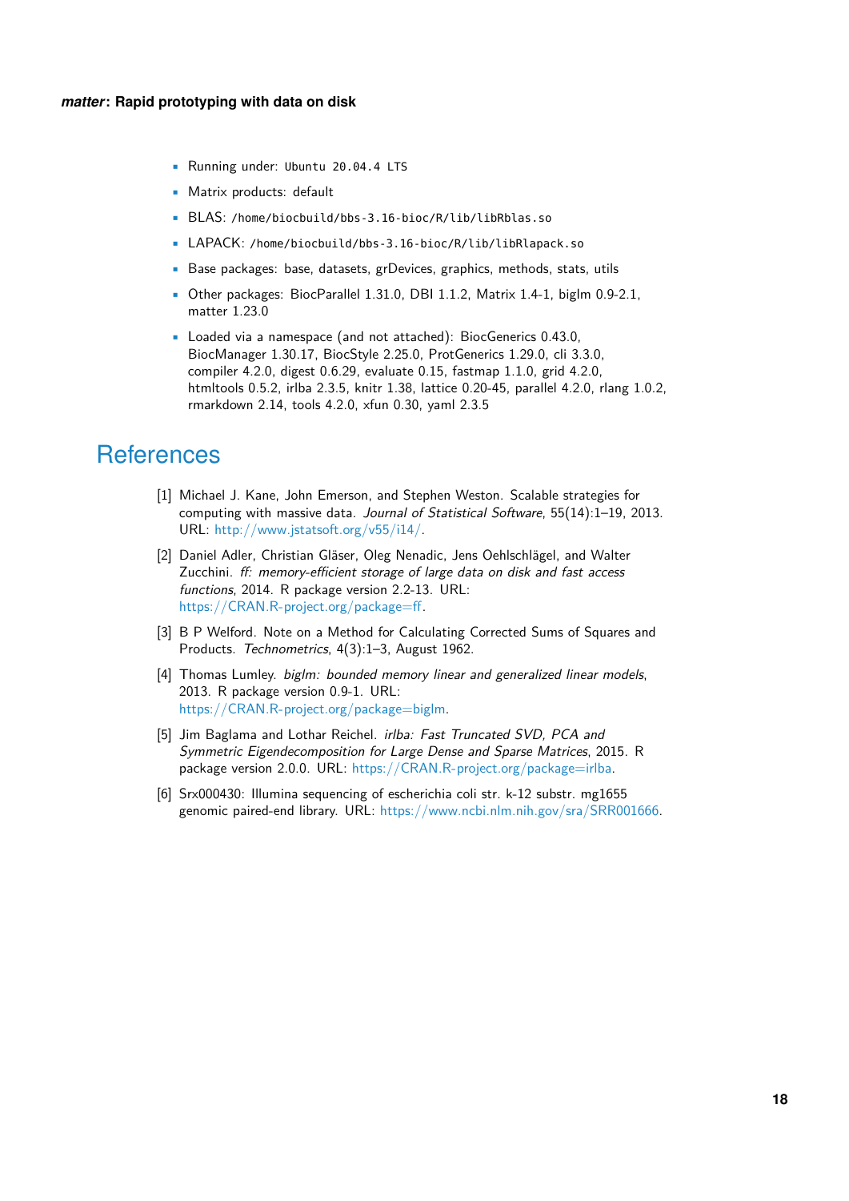- Running under: `Ubuntu 20.04.4 LTS`
- Matrix products: default
- BLAS: `/home/biocbuild/bbs-3.16-bioc/R/lib/libRblas.so`
- LAPACK: `/home/biocbuild/bbs-3.16-bioc/R/lib/libRlapack.so`
- Base packages: base, datasets, grDevices, graphics, methods, stats, utils
- Other packages: BiocParallel 1.31.0, DBI 1.1.2, Matrix 1.4-1, biglm 0.9-2.1, matter 1.23.0
- Loaded via a namespace (and not attached): BiocGenerics 0.43.0, BiocManager 1.30.17, BiocStyle 2.25.0, ProtGenerics 1.29.0, cli 3.3.0, compiler 4.2.0, digest 0.6.29, evaluate 0.15, fastmap 1.1.0, grid 4.2.0, htmltools 0.5.2, irlba 2.3.5, knitr 1.38, lattice 0.20-45, parallel 4.2.0, rlang 1.0.2, rmarkdown 2.14, tools 4.2.0, xfun 0.30, yaml 2.3.5

# References

[1] Michael J. Kane, John Emerson, and Stephen Weston. Scalable strategies for computing with massive data. *Journal of Statistical Software*, 55(14):1–19, 2013. URL: http://www.jstatsoft.org/v55/i14/.

[2] Daniel Adler, Christian Gläser, Oleg Nenadic, Jens Oehlschlägel, and Walter Zucchini. *ff: memory-efficient storage of large data on disk and fast access functions*, 2014. R package version 2.2-13. URL: https://CRAN.R-project.org/package=ff.

[3] B P Welford. Note on a Method for Calculating Corrected Sums of Squares and Products. *Technometrics*, 4(3):1–3, August 1962.

[4] Thomas Lumley. *biglm: bounded memory linear and generalized linear models*, 2013. R package version 0.9-1. URL: https://CRAN.R-project.org/package=biglm.

[5] Jim Baglama and Lothar Reichel. *irlba: Fast Truncated SVD, PCA and Symmetric Eigendecomposition for Large Dense and Sparse Matrices*, 2015. R package version 2.0.0. URL: https://CRAN.R-project.org/package=irlba.

[6] Srx000430: Illumina sequencing of escherichia coli str. k-12 substr. mg1655 genomic paired-end library. URL: https://www.ncbi.nlm.nih.gov/sra/SRR001666.